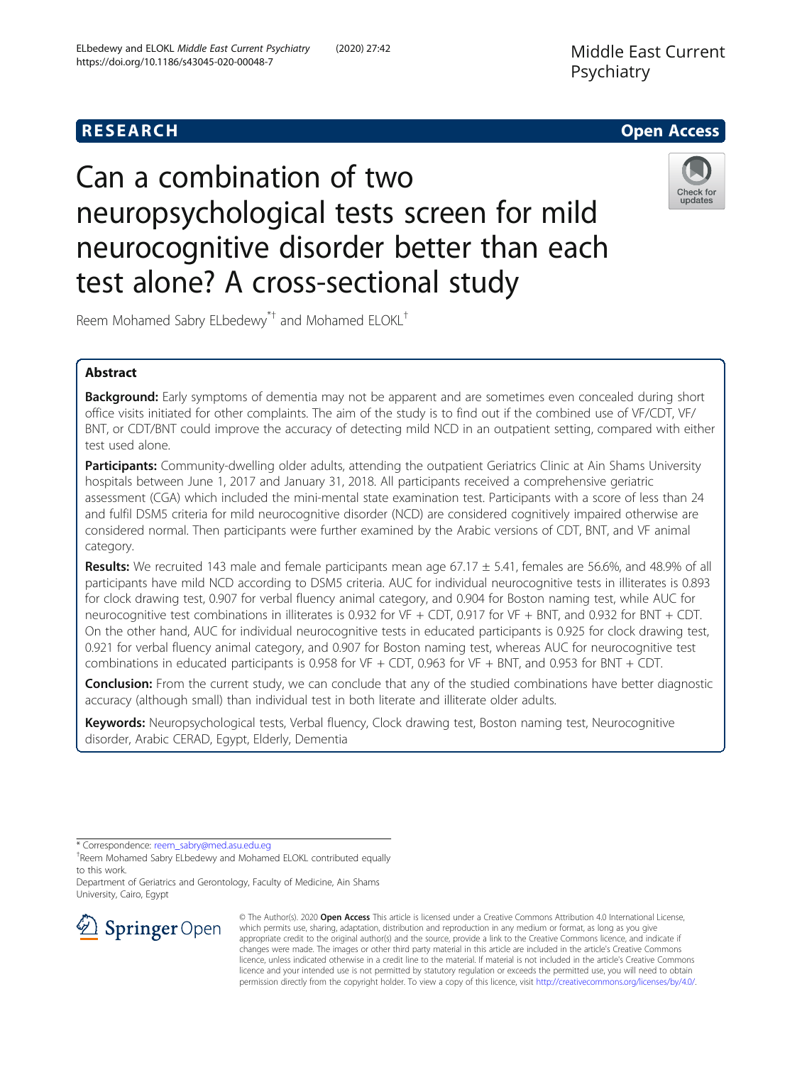RESEARCH

Open Access

# Can a combination of two neuropsychological tests screen for mild neurocognitive disorder better than each test alone? A cross-sectional study

Reem Mohamed Sabry ELbedewy*† and Mohamed ELOKL†

## Abstract

**Background:** Early symptoms of dementia may not be apparent and are sometimes even concealed during short office visits initiated for other complaints. The aim of the study is to find out if the combined use of VF/CDT, VF/BNT, or CDT/BNT could improve the accuracy of detecting mild NCD in an outpatient setting, compared with either test used alone.

**Participants:** Community-dwelling older adults, attending the outpatient Geriatrics Clinic at Ain Shams University hospitals between June 1, 2017 and January 31, 2018. All participants received a comprehensive geriatric assessment (CGA) which included the mini-mental state examination test. Participants with a score of less than 24 and fulfil DSM5 criteria for mild neurocognitive disorder (NCD) are considered cognitively impaired otherwise are considered normal. Then participants were further examined by the Arabic versions of CDT, BNT, and VF animal category.

**Results:** We recruited 143 male and female participants mean age 67.17 ± 5.41, females are 56.6%, and 48.9% of all participants have mild NCD according to DSM5 criteria. AUC for individual neurocognitive tests in illiterates is 0.893 for clock drawing test, 0.907 for verbal fluency animal category, and 0.904 for Boston naming test, while AUC for neurocognitive test combinations in illiterates is 0.932 for VF + CDT, 0.917 for VF + BNT, and 0.932 for BNT + CDT. On the other hand, AUC for individual neurocognitive tests in educated participants is 0.925 for clock drawing test, 0.921 for verbal fluency animal category, and 0.907 for Boston naming test, whereas AUC for neurocognitive test combinations in educated participants is 0.958 for VF + CDT, 0.963 for VF + BNT, and 0.953 for BNT + CDT.

**Conclusion:** From the current study, we can conclude that any of the studied combinations have better diagnostic accuracy (although small) than individual test in both literate and illiterate older adults.

**Keywords:** Neuropsychological tests, Verbal fluency, Clock drawing test, Boston naming test, Neurocognitive disorder, Arabic CERAD, Egypt, Elderly, Dementia

---

* Correspondence: reem_sabry@med.asu.edu.eg

†Reem Mohamed Sabry ELbedewy and Mohamed ELOKL contributed equally to this work.

Department of Geriatrics and Gerontology, Faculty of Medicine, Ain Shams University, Cairo, Egypt

© The Author(s). 2020 **Open Access** This article is licensed under a Creative Commons Attribution 4.0 International License, which permits use, sharing, adaptation, distribution and reproduction in any medium or format, as long as you give appropriate credit to the original author(s) and the source, provide a link to the Creative Commons licence, and indicate if changes were made. The images or other third party material in this article are included in the article's Creative Commons licence, unless indicated otherwise in a credit line to the material. If material is not included in the article's Creative Commons licence and your intended use is not permitted by statutory regulation or exceeds the permitted use, you will need to obtain permission directly from the copyright holder. To view a copy of this licence, visit http://creativecommons.org/licenses/by/4.0/.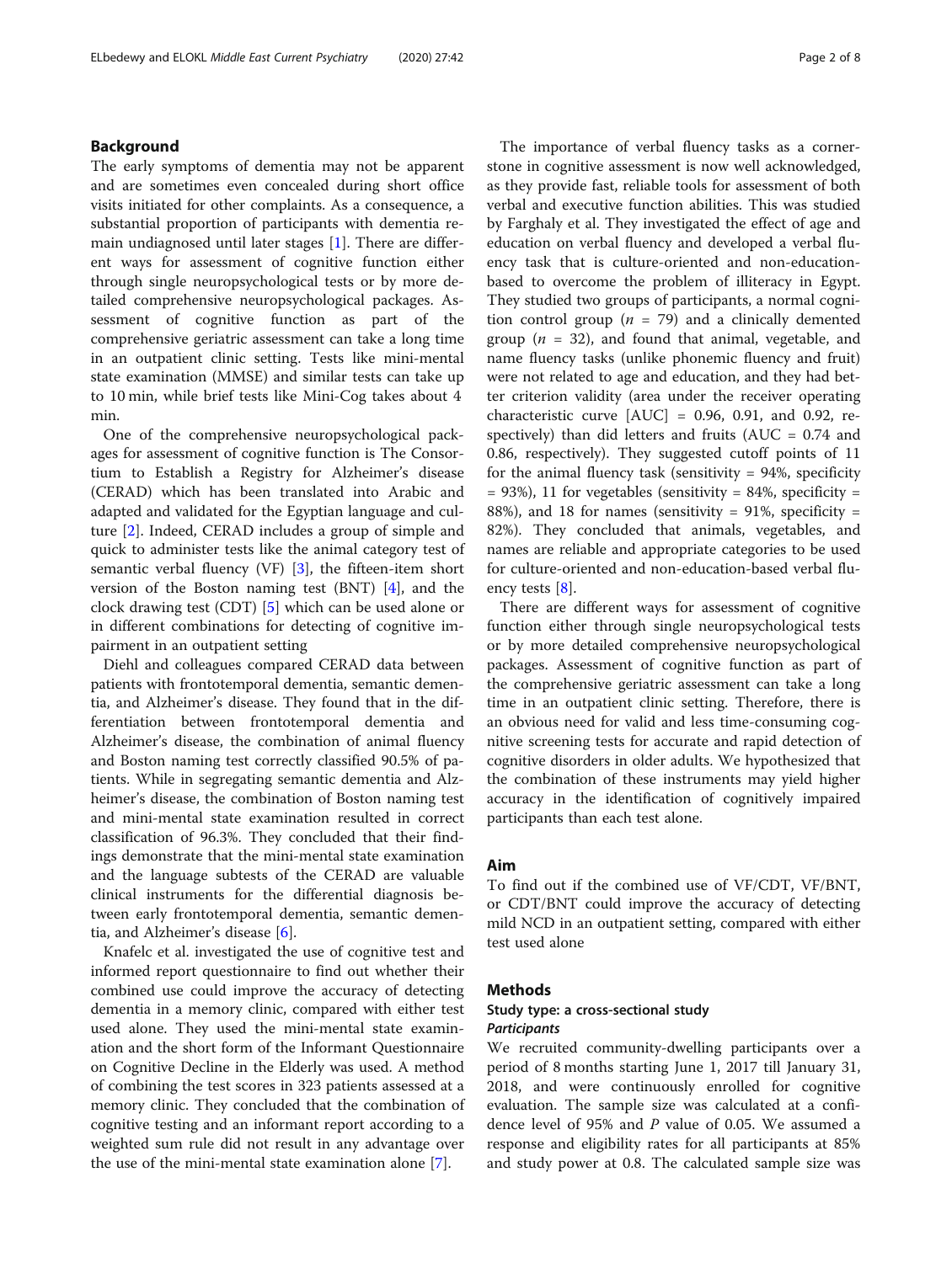## Background

The early symptoms of dementia may not be apparent and are sometimes even concealed during short office visits initiated for other complaints. As a consequence, a substantial proportion of participants with dementia remain undiagnosed until later stages [1]. There are different ways for assessment of cognitive function either through single neuropsychological tests or by more detailed comprehensive neuropsychological packages. Assessment of cognitive function as part of the comprehensive geriatric assessment can take a long time in an outpatient clinic setting. Tests like mini-mental state examination (MMSE) and similar tests can take up to 10 min, while brief tests like Mini-Cog takes about 4 min.

One of the comprehensive neuropsychological packages for assessment of cognitive function is The Consortium to Establish a Registry for Alzheimer's disease (CERAD) which has been translated into Arabic and adapted and validated for the Egyptian language and culture [2]. Indeed, CERAD includes a group of simple and quick to administer tests like the animal category test of semantic verbal fluency (VF) [3], the fifteen-item short version of the Boston naming test (BNT) [4], and the clock drawing test (CDT) [5] which can be used alone or in different combinations for detecting of cognitive impairment in an outpatient setting

Diehl and colleagues compared CERAD data between patients with frontotemporal dementia, semantic dementia, and Alzheimer's disease. They found that in the differentiation between frontotemporal dementia and Alzheimer's disease, the combination of animal fluency and Boston naming test correctly classified 90.5% of patients. While in segregating semantic dementia and Alzheimer's disease, the combination of Boston naming test and mini-mental state examination resulted in correct classification of 96.3%. They concluded that their findings demonstrate that the mini-mental state examination and the language subtests of the CERAD are valuable clinical instruments for the differential diagnosis between early frontotemporal dementia, semantic dementia, and Alzheimer's disease [6].

Knafelc et al. investigated the use of cognitive test and informed report questionnaire to find out whether their combined use could improve the accuracy of detecting dementia in a memory clinic, compared with either test used alone. They used the mini-mental state examination and the short form of the Informant Questionnaire on Cognitive Decline in the Elderly was used. A method of combining the test scores in 323 patients assessed at a memory clinic. They concluded that the combination of cognitive testing and an informant report according to a weighted sum rule did not result in any advantage over the use of the mini-mental state examination alone [7].

The importance of verbal fluency tasks as a cornerstone in cognitive assessment is now well acknowledged, as they provide fast, reliable tools for assessment of both verbal and executive function abilities. This was studied by Farghaly et al. They investigated the effect of age and education on verbal fluency and developed a verbal fluency task that is culture-oriented and non-education-based to overcome the problem of illiteracy in Egypt. They studied two groups of participants, a normal cognition control group ($n$ = 79) and a clinically demented group ($n$ = 32), and found that animal, vegetable, and name fluency tasks (unlike phonemic fluency and fruit) were not related to age and education, and they had better criterion validity (area under the receiver operating characteristic curve [AUC] = 0.96, 0.91, and 0.92, respectively) than did letters and fruits (AUC = 0.74 and 0.86, respectively). They suggested cutoff points of 11 for the animal fluency task (sensitivity = 94%, specificity = 93%), 11 for vegetables (sensitivity = 84%, specificity = 88%), and 18 for names (sensitivity = 91%, specificity = 82%). They concluded that animals, vegetables, and names are reliable and appropriate categories to be used for culture-oriented and non-education-based verbal fluency tests [8].

There are different ways for assessment of cognitive function either through single neuropsychological tests or by more detailed comprehensive neuropsychological packages. Assessment of cognitive function as part of the comprehensive geriatric assessment can take a long time in an outpatient clinic setting. Therefore, there is an obvious need for valid and less time-consuming cognitive screening tests for accurate and rapid detection of cognitive disorders in older adults. We hypothesized that the combination of these instruments may yield higher accuracy in the identification of cognitively impaired participants than each test alone.

## Aim

To find out if the combined use of VF/CDT, VF/BNT, or CDT/BNT could improve the accuracy of detecting mild NCD in an outpatient setting, compared with either test used alone

## Methods

### Study type: a cross-sectional study

#### *Participants*

We recruited community-dwelling participants over a period of 8 months starting June 1, 2017 till January 31, 2018, and were continuously enrolled for cognitive evaluation. The sample size was calculated at a confidence level of 95% and $P$ value of 0.05. We assumed a response and eligibility rates for all participants at 85% and study power at 0.8. The calculated sample size was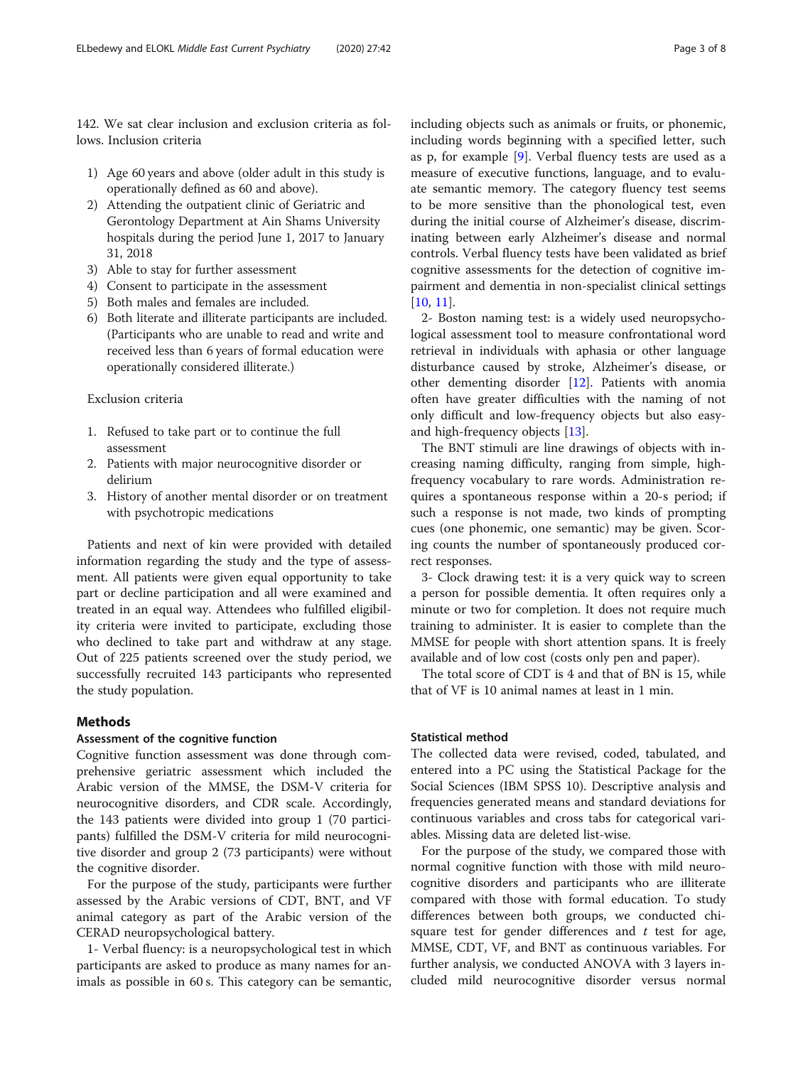142. We sat clear inclusion and exclusion criteria as follows. Inclusion criteria

1) Age 60 years and above (older adult in this study is operationally defined as 60 and above).
2) Attending the outpatient clinic of Geriatric and Gerontology Department at Ain Shams University hospitals during the period June 1, 2017 to January 31, 2018
3) Able to stay for further assessment
4) Consent to participate in the assessment
5) Both males and females are included.
6) Both literate and illiterate participants are included. (Participants who are unable to read and write and received less than 6 years of formal education were operationally considered illiterate.)

Exclusion criteria

1. Refused to take part or to continue the full assessment
2. Patients with major neurocognitive disorder or delirium
3. History of another mental disorder or on treatment with psychotropic medications

Patients and next of kin were provided with detailed information regarding the study and the type of assessment. All patients were given equal opportunity to take part or decline participation and all were examined and treated in an equal way. Attendees who fulfilled eligibility criteria were invited to participate, excluding those who declined to take part and withdraw at any stage. Out of 225 patients screened over the study period, we successfully recruited 143 participants who represented the study population.

## Methods

### Assessment of the cognitive function

Cognitive function assessment was done through comprehensive geriatric assessment which included the Arabic version of the MMSE, the DSM-V criteria for neurocognitive disorders, and CDR scale. Accordingly, the 143 patients were divided into group 1 (70 participants) fulfilled the DSM-V criteria for mild neurocognitive disorder and group 2 (73 participants) were without the cognitive disorder.

For the purpose of the study, participants were further assessed by the Arabic versions of CDT, BNT, and VF animal category as part of the Arabic version of the CERAD neuropsychological battery.

1- Verbal fluency: is a neuropsychological test in which participants are asked to produce as many names for animals as possible in 60 s. This category can be semantic, including objects such as animals or fruits, or phonemic, including words beginning with a specified letter, such as p, for example [9]. Verbal fluency tests are used as a measure of executive functions, language, and to evaluate semantic memory. The category fluency test seems to be more sensitive than the phonological test, even during the initial course of Alzheimer's disease, discriminating between early Alzheimer's disease and normal controls. Verbal fluency tests have been validated as brief cognitive assessments for the detection of cognitive impairment and dementia in non-specialist clinical settings [10, 11].

2- Boston naming test: is a widely used neuropsychological assessment tool to measure confrontational word retrieval in individuals with aphasia or other language disturbance caused by stroke, Alzheimer's disease, or other dementing disorder [12]. Patients with anomia often have greater difficulties with the naming of not only difficult and low-frequency objects but also easy- and high-frequency objects [13].

The BNT stimuli are line drawings of objects with increasing naming difficulty, ranging from simple, high-frequency vocabulary to rare words. Administration requires a spontaneous response within a 20-s period; if such a response is not made, two kinds of prompting cues (one phonemic, one semantic) may be given. Scoring counts the number of spontaneously produced correct responses.

3- Clock drawing test: it is a very quick way to screen a person for possible dementia. It often requires only a minute or two for completion. It does not require much training to administer. It is easier to complete than the MMSE for people with short attention spans. It is freely available and of low cost (costs only pen and paper).

The total score of CDT is 4 and that of BN is 15, while that of VF is 10 animal names at least in 1 min.

### Statistical method

The collected data were revised, coded, tabulated, and entered into a PC using the Statistical Package for the Social Sciences (IBM SPSS 10). Descriptive analysis and frequencies generated means and standard deviations for continuous variables and cross tabs for categorical variables. Missing data are deleted list-wise.

For the purpose of the study, we compared those with normal cognitive function with those with mild neurocognitive disorders and participants who are illiterate compared with those with formal education. To study differences between both groups, we conducted chi-square test for gender differences and *t* test for age, MMSE, CDT, VF, and BNT as continuous variables. For further analysis, we conducted ANOVA with 3 layers included mild neurocognitive disorder versus normal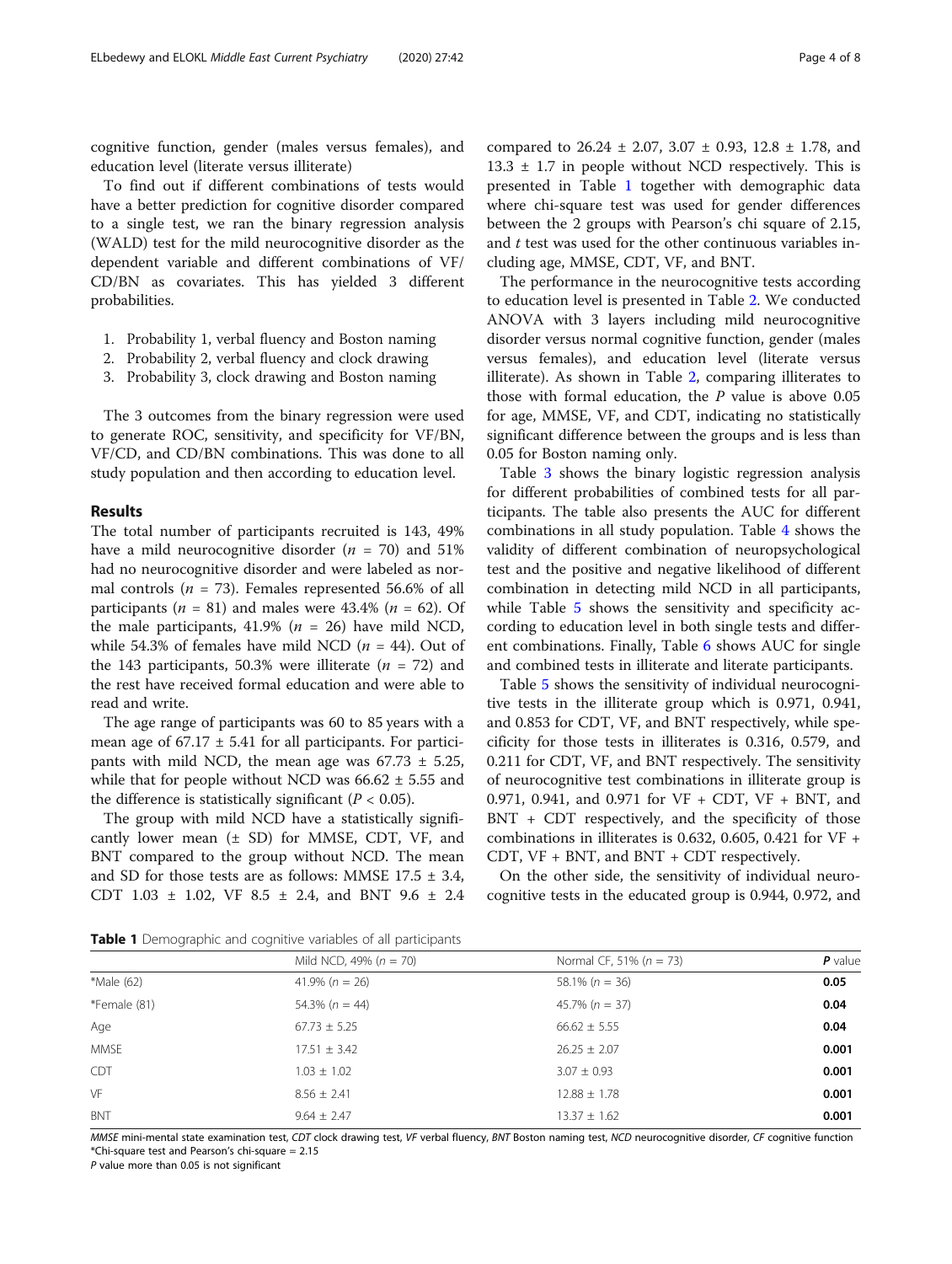cognitive function, gender (males versus females), and education level (literate versus illiterate)

To find out if different combinations of tests would have a better prediction for cognitive disorder compared to a single test, we ran the binary regression analysis (WALD) test for the mild neurocognitive disorder as the dependent variable and different combinations of VF/CD/BN as covariates. This has yielded 3 different probabilities.

1. Probability 1, verbal fluency and Boston naming
2. Probability 2, verbal fluency and clock drawing
3. Probability 3, clock drawing and Boston naming

The 3 outcomes from the binary regression were used to generate ROC, sensitivity, and specificity for VF/BN, VF/CD, and CD/BN combinations. This was done to all study population and then according to education level.

## Results

The total number of participants recruited is 143, 49% have a mild neurocognitive disorder ($n$ = 70) and 51% had no neurocognitive disorder and were labeled as normal controls ($n$ = 73). Females represented 56.6% of all participants ($n$ = 81) and males were 43.4% ($n$ = 62). Of the male participants, 41.9% ($n$ = 26) have mild NCD, while 54.3% of females have mild NCD ($n$ = 44). Out of the 143 participants, 50.3% were illiterate ($n$ = 72) and the rest have received formal education and were able to read and write.

The age range of participants was 60 to 85 years with a mean age of 67.17 ± 5.41 for all participants. For participants with mild NCD, the mean age was 67.73 ± 5.25, while that for people without NCD was 66.62 ± 5.55 and the difference is statistically significant ($P < 0.05$).

The group with mild NCD have a statistically significantly lower mean (± SD) for MMSE, CDT, VF, and BNT compared to the group without NCD. The mean and SD for those tests are as follows: MMSE 17.5 ± 3.4, CDT 1.03 ± 1.02, VF 8.5 ± 2.4, and BNT 9.6 ± 2.4 compared to 26.24 ± 2.07, 3.07 ± 0.93, 12.8 ± 1.78, and 13.3 ± 1.7 in people without NCD respectively. This is presented in Table 1 together with demographic data where chi-square test was used for gender differences between the 2 groups with Pearson's chi square of 2.15, and $t$ test was used for the other continuous variables including age, MMSE, CDT, VF, and BNT.

The performance in the neurocognitive tests according to education level is presented in Table 2. We conducted ANOVA with 3 layers including mild neurocognitive disorder versus normal cognitive function, gender (males versus females), and education level (literate versus illiterate). As shown in Table 2, comparing illiterates to those with formal education, the $P$ value is above 0.05 for age, MMSE, VF, and CDT, indicating no statistically significant difference between the groups and is less than 0.05 for Boston naming only.

Table 3 shows the binary logistic regression analysis for different probabilities of combined tests for all participants. The table also presents the AUC for different combinations in all study population. Table 4 shows the validity of different combination of neuropsychological test and the positive and negative likelihood of different combination in detecting mild NCD in all participants, while Table 5 shows the sensitivity and specificity according to education level in both single tests and different combinations. Finally, Table 6 shows AUC for single and combined tests in illiterate and literate participants.

Table 5 shows the sensitivity of individual neurocognitive tests in the illiterate group which is 0.971, 0.941, and 0.853 for CDT, VF, and BNT respectively, while specificity for those tests in illiterates is 0.316, 0.579, and 0.211 for CDT, VF, and BNT respectively. The sensitivity of neurocognitive test combinations in illiterate group is 0.971, 0.941, and 0.971 for VF + CDT, VF + BNT, and BNT + CDT respectively, and the specificity of those combinations in illiterates is 0.632, 0.605, 0.421 for VF + CDT, VF + BNT, and BNT + CDT respectively.

On the other side, the sensitivity of individual neurocognitive tests in the educated group is 0.944, 0.972, and

**Table 1** Demographic and cognitive variables of all participants

| | Mild NCD, 49% ($n$ = 70) | Normal CF, 51% ($n$ = 73) | $P$ value |
|---|---|---|---|
| *Male (62) | 41.9% ($n$ = 26) | 58.1% ($n$ = 36) | **0.05** |
| *Female (81) | 54.3% ($n$ = 44) | 45.7% ($n$ = 37) | **0.04** |
| Age | 67.73 ± 5.25 | 66.62 ± 5.55 | **0.04** |
| MMSE | 17.51 ± 3.42 | 26.25 ± 2.07 | **0.001** |
| CDT | 1.03 ± 1.02 | 3.07 ± 0.93 | **0.001** |
| VF | 8.56 ± 2.41 | 12.88 ± 1.78 | **0.001** |
| BNT | 9.64 ± 2.47 | 13.37 ± 1.62 | **0.001** |

*MMSE* mini-mental state examination test, *CDT* clock drawing test, *VF* verbal fluency, *BNT* Boston naming test, *NCD* neurocognitive disorder, *CF* cognitive function
*Chi-square test and Pearson's chi-square = 2.15
*P* value more than 0.05 is not significant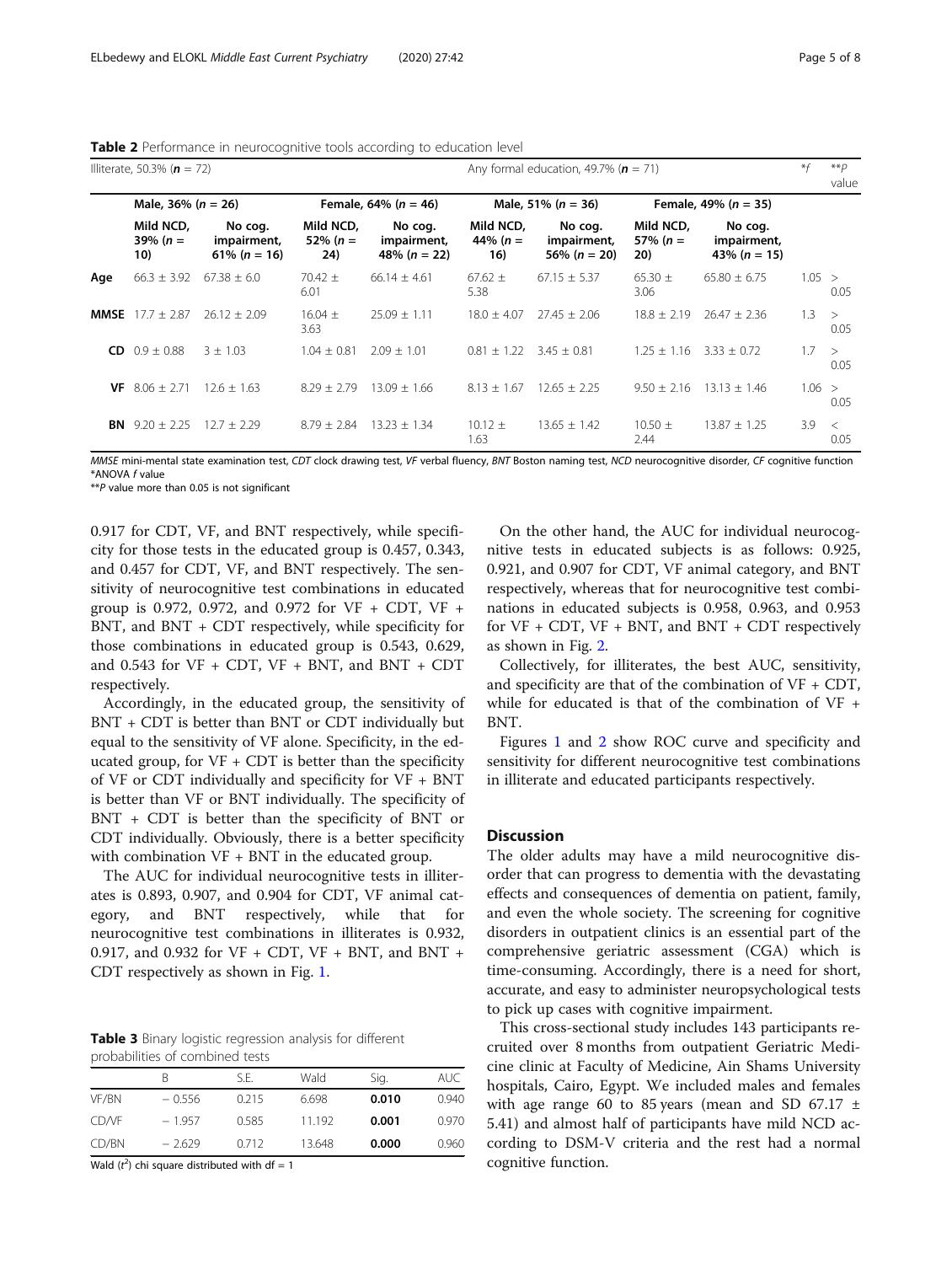**Table 2** Performance in neurocognitive tools according to education level

| | Illiterate, 50.3% (**n** = 72) | | | | Any formal education, 49.7% (**n** = 71) | | | | *f | **p value |
|---|---|---|---|---|---|---|---|---|---|---|
| | Male, 36% (n = 26) | | Female, 64% (n = 46) | | Male, 51% (n = 36) | | Female, 49% (n = 35) | | | |
| | Mild NCD, 39% (n = 10) | No cog. impairment, 61% (n = 16) | Mild NCD, 52% (n = 24) | No cog. impairment, 48% (n = 22) | Mild NCD, 44% (n = 16) | No cog. impairment, 56% (n = 20) | Mild NCD, 57% (n = 20) | No cog. impairment, 43% (n = 15) | | |
| **Age** | 66.3 ± 3.92 | 67.38 ± 6.0 | 70.42 ± 6.01 | 66.14 ± 4.61 | 67.62 ± 5.38 | 67.15 ± 5.37 | 65.30 ± 3.06 | 65.80 ± 6.75 | 1.05 | > 0.05 |
| **MMSE** | 17.7 ± 2.87 | 26.12 ± 2.09 | 16.04 ± 3.63 | 25.09 ± 1.11 | 18.0 ± 4.07 | 27.45 ± 2.06 | 18.8 ± 2.19 | 26.47 ± 2.36 | 1.3 | > 0.05 |
| **CD** | 0.9 ± 0.88 | 3 ± 1.03 | 1.04 ± 0.81 | 2.09 ± 1.01 | 0.81 ± 1.22 | 3.45 ± 0.81 | 1.25 ± 1.16 | 3.33 ± 0.72 | 1.7 | > 0.05 |
| **VF** | 8.06 ± 2.71 | 12.6 ± 1.63 | 8.29 ± 2.79 | 13.09 ± 1.66 | 8.13 ± 1.67 | 12.65 ± 2.25 | 9.50 ± 2.16 | 13.13 ± 1.46 | 1.06 | > 0.05 |
| **BN** | 9.20 ± 2.25 | 12.7 ± 2.29 | 8.79 ± 2.84 | 13.23 ± 1.34 | 10.12 ± 1.63 | 13.65 ± 1.42 | 10.50 ± 2.44 | 13.87 ± 1.25 | 3.9 | < 0.05 |

*MMSE* mini-mental state examination test, *CDT* clock drawing test, *VF* verbal fluency, *BNT* Boston naming test, *NCD* neurocognitive disorder, *CF* cognitive function
*ANOVA *f* value
***P* value more than 0.05 is not significant

0.917 for CDT, VF, and BNT respectively, while specificity for those tests in the educated group is 0.457, 0.343, and 0.457 for CDT, VF, and BNT respectively. The sensitivity of neurocognitive test combinations in educated group is 0.972, 0.972, and 0.972 for VF + CDT, VF + BNT, and BNT + CDT respectively, while specificity for those combinations in educated group is 0.543, 0.629, and 0.543 for VF + CDT, VF + BNT, and BNT + CDT respectively.

Accordingly, in the educated group, the sensitivity of BNT + CDT is better than BNT or CDT individually but equal to the sensitivity of VF alone. Specificity, in the educated group, for VF + CDT is better than the specificity of VF or CDT individually and specificity for VF + BNT is better than VF or BNT individually. The specificity of BNT + CDT is better than the specificity of BNT or CDT individually. Obviously, there is a better specificity with combination VF + BNT in the educated group.

The AUC for individual neurocognitive tests in illiterates is 0.893, 0.907, and 0.904 for CDT, VF animal category, and BNT respectively, while that for neurocognitive test combinations in illiterates is 0.932, 0.917, and 0.932 for VF + CDT, VF + BNT, and BNT + CDT respectively as shown in Fig. 1.

**Table 3** Binary logistic regression analysis for different probabilities of combined tests

| | B | S.E. | Wald | Sig. | AUC |
|---|---|---|---|---|---|
| VF/BN | − 0.556 | 0.215 | 6.698 | **0.010** | 0.940 |
| CD/VF | − 1.957 | 0.585 | 11.192 | **0.001** | 0.970 |
| CD/BN | − 2.629 | 0.712 | 13.648 | **0.000** | 0.960 |

Wald ($t^2$) chi square distributed with df = 1

On the other hand, the AUC for individual neurocognitive tests in educated subjects is as follows: 0.925, 0.921, and 0.907 for CDT, VF animal category, and BNT respectively, whereas that for neurocognitive test combinations in educated subjects is 0.958, 0.963, and 0.953 for VF + CDT, VF + BNT, and BNT + CDT respectively as shown in Fig. 2.

Collectively, for illiterates, the best AUC, sensitivity, and specificity are that of the combination of VF + CDT, while for educated is that of the combination of VF + BNT.

Figures 1 and 2 show ROC curve and specificity and sensitivity for different neurocognitive test combinations in illiterate and educated participants respectively.

## Discussion

The older adults may have a mild neurocognitive disorder that can progress to dementia with the devastating effects and consequences of dementia on patient, family, and even the whole society. The screening for cognitive disorders in outpatient clinics is an essential part of the comprehensive geriatric assessment (CGA) which is time-consuming. Accordingly, there is a need for short, accurate, and easy to administer neuropsychological tests to pick up cases with cognitive impairment.

This cross-sectional study includes 143 participants recruited over 8 months from outpatient Geriatric Medicine clinic at Faculty of Medicine, Ain Shams University hospitals, Cairo, Egypt. We included males and females with age range 60 to 85 years (mean and SD 67.17 ± 5.41) and almost half of participants have mild NCD according to DSM-V criteria and the rest had a normal cognitive function.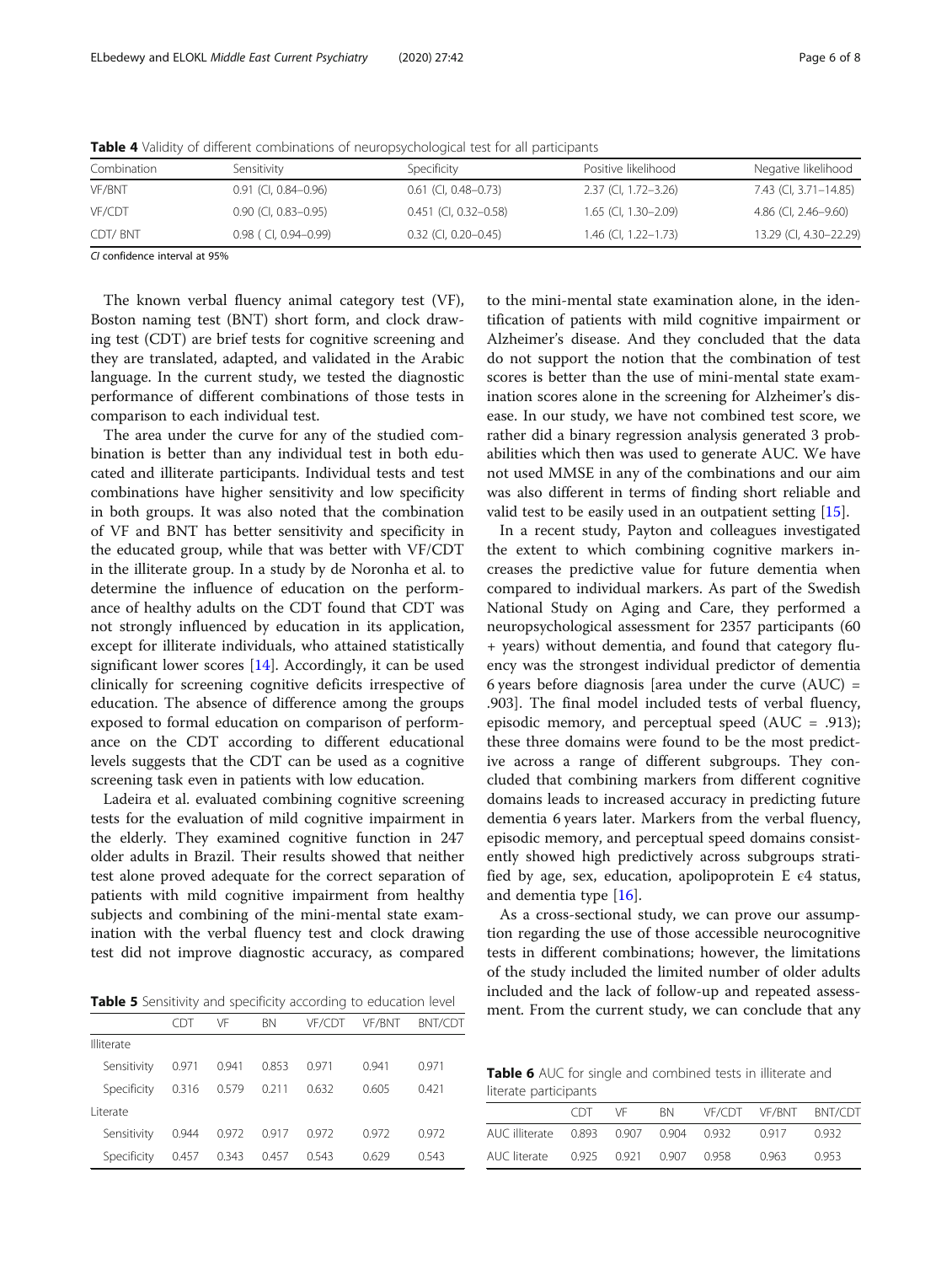**Table 4** Validity of different combinations of neuropsychological test for all participants

| Combination | Sensitivity | Specificity | Positive likelihood | Negative likelihood |
|---|---|---|---|---|
| VF/BNT | 0.91 (CI, 0.84–0.96) | 0.61 (CI, 0.48–0.73) | 2.37 (CI, 1.72–3.26) | 7.43 (CI, 3.71–14.85) |
| VF/CDT | 0.90 (CI, 0.83–0.95) | 0.451 (CI, 0.32–0.58) | 1.65 (CI, 1.30–2.09) | 4.86 (CI, 2.46–9.60) |
| CDT/ BNT | 0.98 ( CI, 0.94–0.99) | 0.32 (CI, 0.20–0.45) | 1.46 (CI, 1.22–1.73) | 13.29 (CI, 4.30–22.29) |

*CI* confidence interval at 95%

The known verbal fluency animal category test (VF), Boston naming test (BNT) short form, and clock drawing test (CDT) are brief tests for cognitive screening and they are translated, adapted, and validated in the Arabic language. In the current study, we tested the diagnostic performance of different combinations of those tests in comparison to each individual test.

The area under the curve for any of the studied combination is better than any individual test in both educated and illiterate participants. Individual tests and test combinations have higher sensitivity and low specificity in both groups. It was also noted that the combination of VF and BNT has better sensitivity and specificity in the educated group, while that was better with VF/CDT in the illiterate group. In a study by de Noronha et al. to determine the influence of education on the performance of healthy adults on the CDT found that CDT was not strongly influenced by education in its application, except for illiterate individuals, who attained statistically significant lower scores [14]. Accordingly, it can be used clinically for screening cognitive deficits irrespective of education. The absence of difference among the groups exposed to formal education on comparison of performance on the CDT according to different educational levels suggests that the CDT can be used as a cognitive screening task even in patients with low education.

Ladeira et al. evaluated combining cognitive screening tests for the evaluation of mild cognitive impairment in the elderly. They examined cognitive function in 247 older adults in Brazil. Their results showed that neither test alone proved adequate for the correct separation of patients with mild cognitive impairment from healthy subjects and combining of the mini-mental state examination with the verbal fluency test and clock drawing test did not improve diagnostic accuracy, as compared to the mini-mental state examination alone, in the identification of patients with mild cognitive impairment or Alzheimer's disease. And they concluded that the data do not support the notion that the combination of test scores is better than the use of mini-mental state examination scores alone in the screening for Alzheimer's disease. In our study, we have not combined test score, we rather did a binary regression analysis generated 3 probabilities which then was used to generate AUC. We have not used MMSE in any of the combinations and our aim was also different in terms of finding short reliable and valid test to be easily used in an outpatient setting [15].

In a recent study, Payton and colleagues investigated the extent to which combining cognitive markers increases the predictive value for future dementia when compared to individual markers. As part of the Swedish National Study on Aging and Care, they performed a neuropsychological assessment for 2357 participants (60 + years) without dementia, and found that category fluency was the strongest individual predictor of dementia 6 years before diagnosis [area under the curve (AUC) = .903]. The final model included tests of verbal fluency, episodic memory, and perceptual speed (AUC = .913); these three domains were found to be the most predictive across a range of different subgroups. They concluded that combining markers from different cognitive domains leads to increased accuracy in predicting future dementia 6 years later. Markers from the verbal fluency, episodic memory, and perceptual speed domains consistently showed high predictively across subgroups stratified by age, sex, education, apolipoprotein E ϵ4 status, and dementia type [16].

As a cross-sectional study, we can prove our assumption regarding the use of those accessible neurocognitive tests in different combinations; however, the limitations of the study included the limited number of older adults included and the lack of follow-up and repeated assessment. From the current study, we can conclude that any

**Table 5** Sensitivity and specificity according to education level

| | CDT | VF | BN | VF/CDT | VF/BNT | BNT/CDT |
|---|---|---|---|---|---|---|
| Illiterate | | | | | | |
| Sensitivity | 0.971 | 0.941 | 0.853 | 0.971 | 0.941 | 0.971 |
| Specificity | 0.316 | 0.579 | 0.211 | 0.632 | 0.605 | 0.421 |
| Literate | | | | | | |
| Sensitivity | 0.944 | 0.972 | 0.917 | 0.972 | 0.972 | 0.972 |
| Specificity | 0.457 | 0.343 | 0.457 | 0.543 | 0.629 | 0.543 |

**Table 6** AUC for single and combined tests in illiterate and literate participants

| | CDT | VF | BN | VF/CDT | VF/BNT | BNT/CDT |
|---|---|---|---|---|---|---|
| AUC illiterate | 0.893 | 0.907 | 0.904 | 0.932 | 0.917 | 0.932 |
| AUC literate | 0.925 | 0.921 | 0.907 | 0.958 | 0.963 | 0.953 |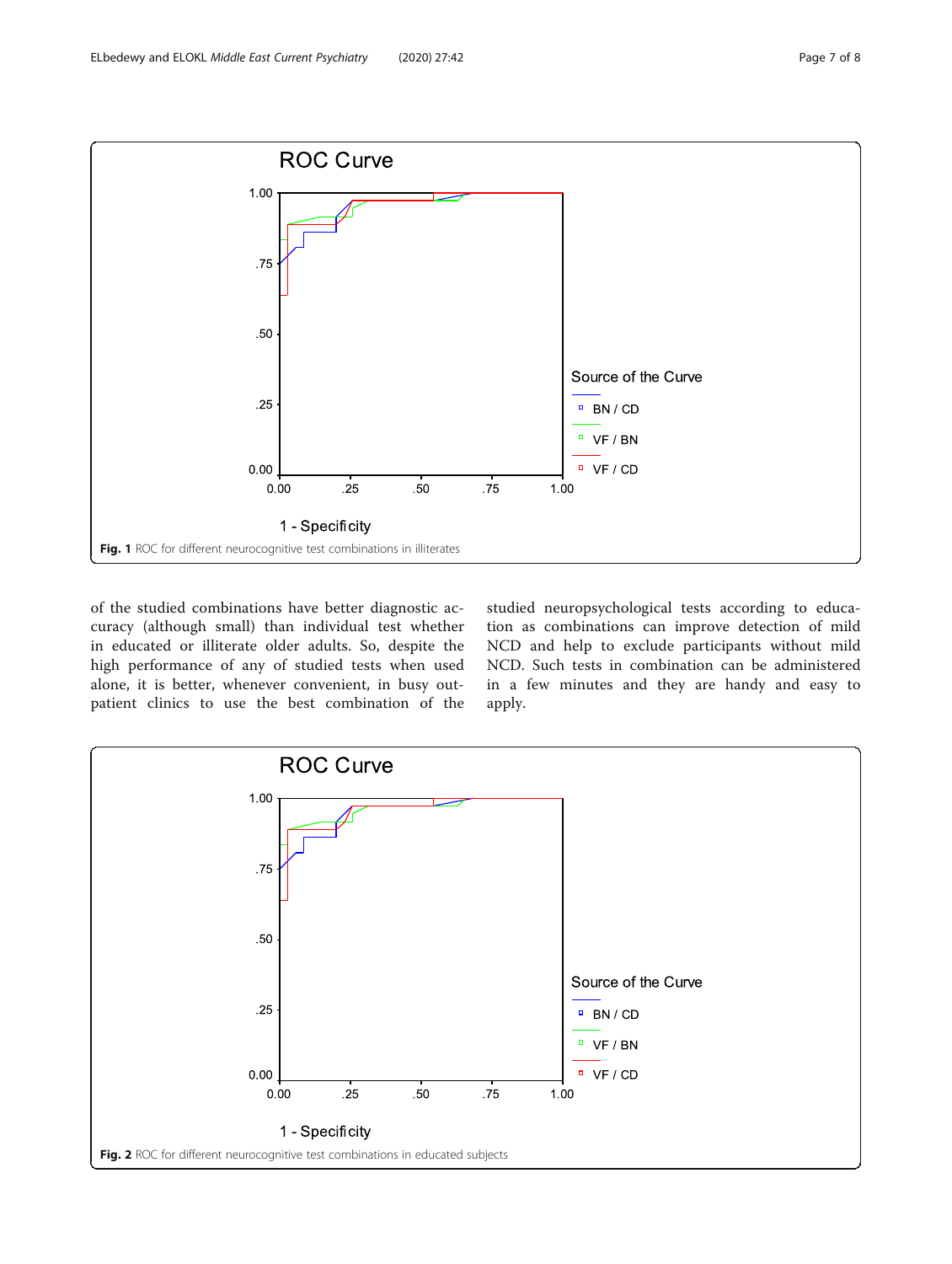Fig. 1 ROC for different neurocognitive test combinations in illiterates

of the studied combinations have better diagnostic accuracy (although small) than individual test whether in educated or illiterate older adults. So, despite the high performance of any of studied tests when used alone, it is better, whenever convenient, in busy outpatient clinics to use the best combination of the studied neuropsychological tests according to education as combinations can improve detection of mild NCD and help to exclude participants without mild NCD. Such tests in combination can be administered in a few minutes and they are handy and easy to apply.

Fig. 2 ROC for different neurocognitive test combinations in educated subjects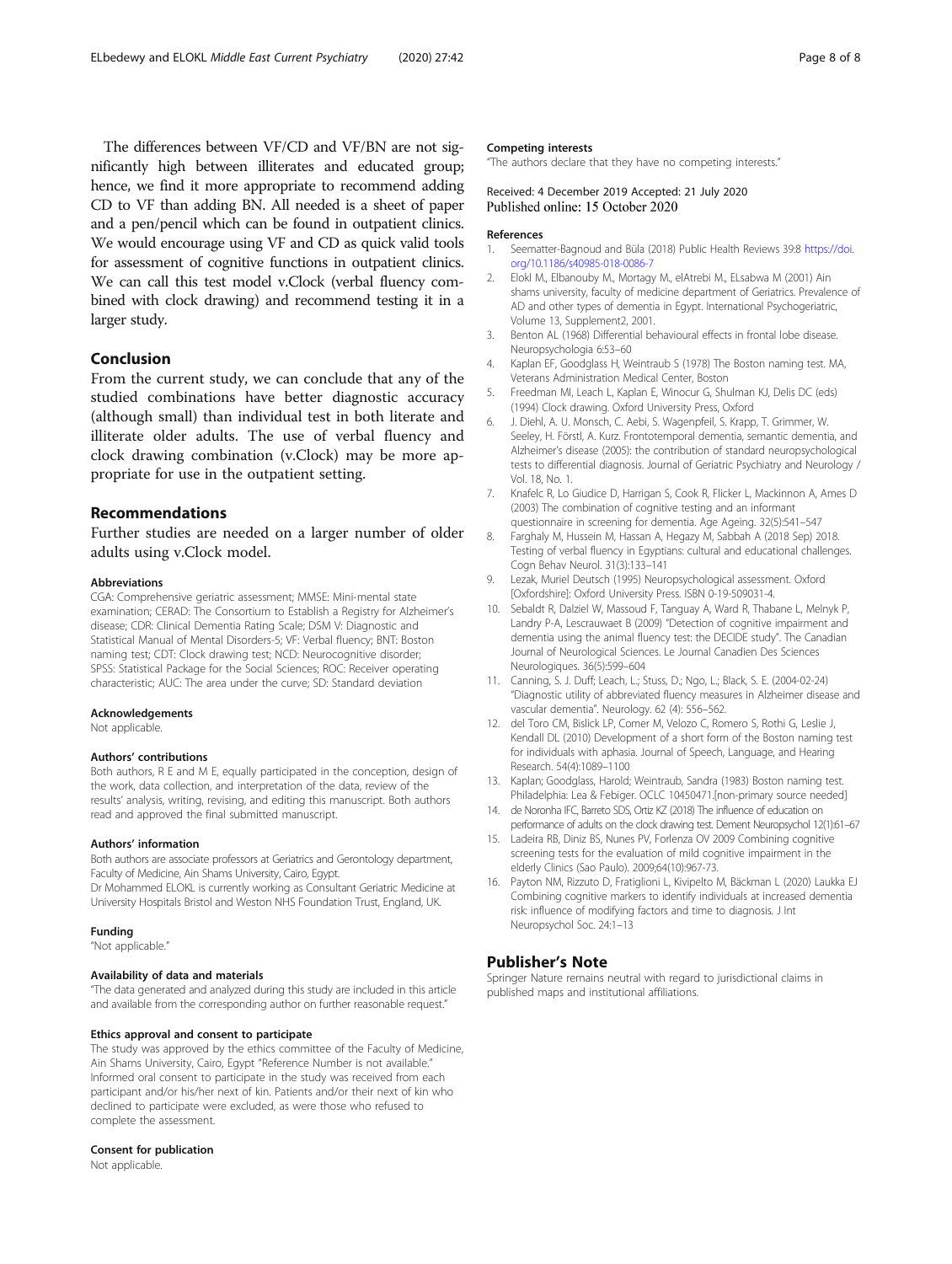The differences between VF/CD and VF/BN are not significantly high between illiterates and educated group; hence, we find it more appropriate to recommend adding CD to VF than adding BN. All needed is a sheet of paper and a pen/pencil which can be found in outpatient clinics. We would encourage using VF and CD as quick valid tools for assessment of cognitive functions in outpatient clinics. We can call this test model v.Clock (verbal fluency combined with clock drawing) and recommend testing it in a larger study.

## Conclusion

From the current study, we can conclude that any of the studied combinations have better diagnostic accuracy (although small) than individual test in both literate and illiterate older adults. The use of verbal fluency and clock drawing combination (v.Clock) may be more appropriate for use in the outpatient setting.

## Recommendations

Further studies are needed on a larger number of older adults using v.Clock model.

#### Abbreviations

CGA: Comprehensive geriatric assessment; MMSE: Mini-mental state examination; CERAD: The Consortium to Establish a Registry for Alzheimer's disease; CDR: Clinical Dementia Rating Scale; DSM V: Diagnostic and Statistical Manual of Mental Disorders-5; VF: Verbal fluency; BNT: Boston naming test; CDT: Clock drawing test; NCD: Neurocognitive disorder; SPSS: Statistical Package for the Social Sciences; ROC: Receiver operating characteristic; AUC: The area under the curve; SD: Standard deviation

#### Acknowledgements

Not applicable.

#### Authors' contributions

Both authors, R E and M E, equally participated in the conception, design of the work, data collection, and interpretation of the data, review of the results' analysis, writing, revising, and editing this manuscript. Both authors read and approved the final submitted manuscript.

#### Authors' information

Both authors are associate professors at Geriatrics and Gerontology department, Faculty of Medicine, Ain Shams University, Cairo, Egypt.
Dr Mohammed ELOKL is currently working as Consultant Geriatric Medicine at University Hospitals Bristol and Weston NHS Foundation Trust, England, UK.

#### Funding

"Not applicable."

#### Availability of data and materials

"The data generated and analyzed during this study are included in this article and available from the corresponding author on further reasonable request."

#### Ethics approval and consent to participate

The study was approved by the ethics committee of the Faculty of Medicine, Ain Shams University, Cairo, Egypt "Reference Number is not available." Informed oral consent to participate in the study was received from each participant and/or his/her next of kin. Patients and/or their next of kin who declined to participate were excluded, as were those who refused to complete the assessment.

#### Consent for publication

Not applicable.

#### Competing interests

"The authors declare that they have no competing interests."

Received: 4 December 2019 Accepted: 21 July 2020
Published online: 15 October 2020

#### References

1. Seematter-Bagnoud and Büla (2018) Public Health Reviews 39:8 https://doi.org/10.1186/s40985-018-0086-7
2. Elokl M., Elbanouby M., Mortagy M., elAtrebi M., ELsabwa M (2001) Ain shams university, faculty of medicine department of Geriatrics. Prevalence of AD and other types of dementia in Egypt. International Psychogeriatric, Volume 13, Supplement2, 2001.
3. Benton AL (1968) Differential behavioural effects in frontal lobe disease. Neuropsychologia 6:53–60
4. Kaplan EF, Goodglass H, Weintraub S (1978) The Boston naming test. MA, Veterans Administration Medical Center, Boston
5. Freedman MI, Leach L, Kaplan E, Winocur G, Shulman KJ, Delis DC (eds) (1994) Clock drawing. Oxford University Press, Oxford
6. J. Diehl, A. U. Monsch, C. Aebi, S. Wagenpfeil, S. Krapp, T. Grimmer, W. Seeley, H. Förstl, A. Kurz. Frontotemporal dementia, semantic dementia, and Alzheimer's disease (2005): the contribution of standard neuropsychological tests to differential diagnosis. Journal of Geriatric Psychiatry and Neurology / Vol. 18, No. 1.
7. Knafelc R, Lo Giudice D, Harrigan S, Cook R, Flicker L, Mackinnon A, Ames D (2003) The combination of cognitive testing and an informant questionnaire in screening for dementia. Age Ageing. 32(5):541–547
8. Farghaly M, Hussein M, Hassan A, Hegazy M, Sabbah A (2018 Sep) 2018. Testing of verbal fluency in Egyptians: cultural and educational challenges. Cogn Behav Neurol. 31(3):133–141
9. Lezak, Muriel Deutsch (1995) Neuropsychological assessment. Oxford [Oxfordshire]: Oxford University Press. ISBN 0-19-509031-4.
10. Sebaldt R, Dalziel W, Massoud F, Tanguay A, Ward R, Thabane L, Melnyk P, Landry P-A, Lescrauwaet B (2009) "Detection of cognitive impairment and dementia using the animal fluency test: the DECIDE study". The Canadian Journal of Neurological Sciences. Le Journal Canadien Des Sciences Neurologiques. 36(5):599–604
11. Canning, S. J. Duff; Leach, L.; Stuss, D.; Ngo, L.; Black, S. E. (2004-02-24) "Diagnostic utility of abbreviated fluency measures in Alzheimer disease and vascular dementia". Neurology. 62 (4): 556–562.
12. del Toro CM, Bislick LP, Comer M, Velozo C, Romero S, Rothi G, Leslie J, Kendall DL (2010) Development of a short form of the Boston naming test for individuals with aphasia. Journal of Speech, Language, and Hearing Research. 54(4):1089–1100
13. Kaplan; Goodglass, Harold; Weintraub, Sandra (1983) Boston naming test. Philadelphia: Lea & Febiger. OCLC 10450471.[non-primary source needed]
14. de Noronha IFC, Barreto SDS, Ortiz KZ (2018) The influence of education on performance of adults on the clock drawing test. Dement Neuropsychol 12(1):61–67
15. Ladeira RB, Diniz BS, Nunes PV, Forlenza OV 2009 Combining cognitive screening tests for the evaluation of mild cognitive impairment in the elderly Clinics (Sao Paulo). 2009;64(10):967-73.
16. Payton NM, Rizzuto D, Fratiglioni L, Kivipelto M, Bäckman L (2020) Laukka EJ Combining cognitive markers to identify individuals at increased dementia risk: influence of modifying factors and time to diagnosis. J Int Neuropsychol Soc. 24:1–13

## Publisher's Note

Springer Nature remains neutral with regard to jurisdictional claims in published maps and institutional affiliations.